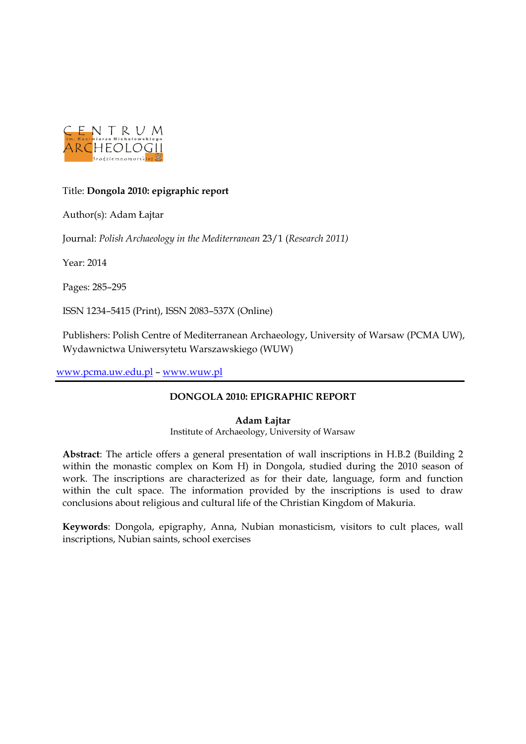Title: **Dongola 2010: epigraphic report**

Author(s): Adam Łajtar

Journal: *Polish Archaeology in the Mediterranean* 23/1 (*Research 2011)*

Year: 2014

Pages: 285–295

ISSN 1234–5415 (Print), ISSN 2083–537X (Online)

Publishers: Polish Centre of Mediterranean Archaeology, University of Warsaw (PCMA UW), Wydawnictwa Uniwersytetu Warszawskiego (WUW)

www.pcma.uw.edu.pl – www.wuw.pl

# DONGOLA 2010: EPIGRAPHIC REPORT

**Adam Łajtar**
Institute of Archaeology, University of Warsaw

**Abstract**: The article offers a general presentation of wall inscriptions in H.B.2 (Building 2 within the monastic complex on Kom H) in Dongola, studied during the 2010 season of work. The inscriptions are characterized as for their date, language, form and function within the cult space. The information provided by the inscriptions is used to draw conclusions about religious and cultural life of the Christian Kingdom of Makuria.

**Keywords**: Dongola, epigraphy, Anna, Nubian monasticism, visitors to cult places, wall inscriptions, Nubian saints, school exercises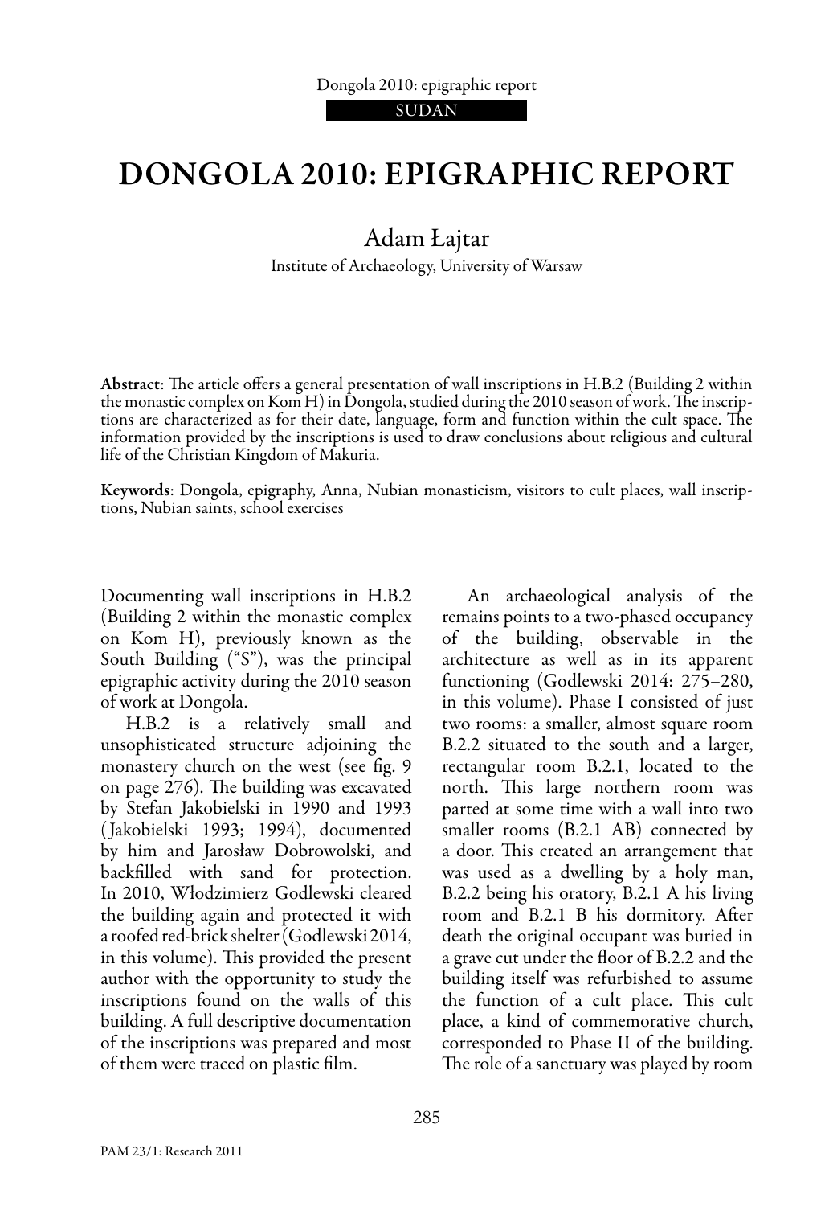# DONGOLA 2010: EPIGRAPHIC REPORT

Adam Łajtar

Institute of Archaeology, University of Warsaw

**Abstract**: The article offers a general presentation of wall inscriptions in H.B.2 (Building 2 within the monastic complex on Kom H) in Dongola, studied during the 2010 season of work. The inscriptions are characterized as for their date, language, form and function within the cult space. The information provided by the inscriptions is used to draw conclusions about religious and cultural life of the Christian Kingdom of Makuria.

**Keywords**: Dongola, epigraphy, Anna, Nubian monasticism, visitors to cult places, wall inscriptions, Nubian saints, school exercises

Documenting wall inscriptions in H.B.2 (Building 2 within the monastic complex on Kom H), previously known as the South Building ("S"), was the principal epigraphic activity during the 2010 season of work at Dongola.

H.B.2 is a relatively small and unsophisticated structure adjoining the monastery church on the west (see fig. 9 on page 276). The building was excavated by Stefan Jakobielski in 1990 and 1993 (Jakobielski 1993; 1994), documented by him and Jarosław Dobrowolski, and backfilled with sand for protection. In 2010, Włodzimierz Godlewski cleared the building again and protected it with a roofed red-brick shelter (Godlewski 2014, in this volume). This provided the present author with the opportunity to study the inscriptions found on the walls of this building. A full descriptive documentation of the inscriptions was prepared and most of them were traced on plastic film.

An archaeological analysis of the remains points to a two-phased occupancy of the building, observable in the architecture as well as in its apparent functioning (Godlewski 2014: 275–280, in this volume). Phase I consisted of just two rooms: a smaller, almost square room B.2.2 situated to the south and a larger, rectangular room B.2.1, located to the north. This large northern room was parted at some time with a wall into two smaller rooms (B.2.1 AB) connected by a door. This created an arrangement that was used as a dwelling by a holy man, B.2.2 being his oratory, B.2.1 A his living room and B.2.1 B his dormitory. After death the original occupant was buried in a grave cut under the floor of B.2.2 and the building itself was refurbished to assume the function of a cult place. This cult place, a kind of commemorative church, corresponded to Phase II of the building. The role of a sanctuary was played by room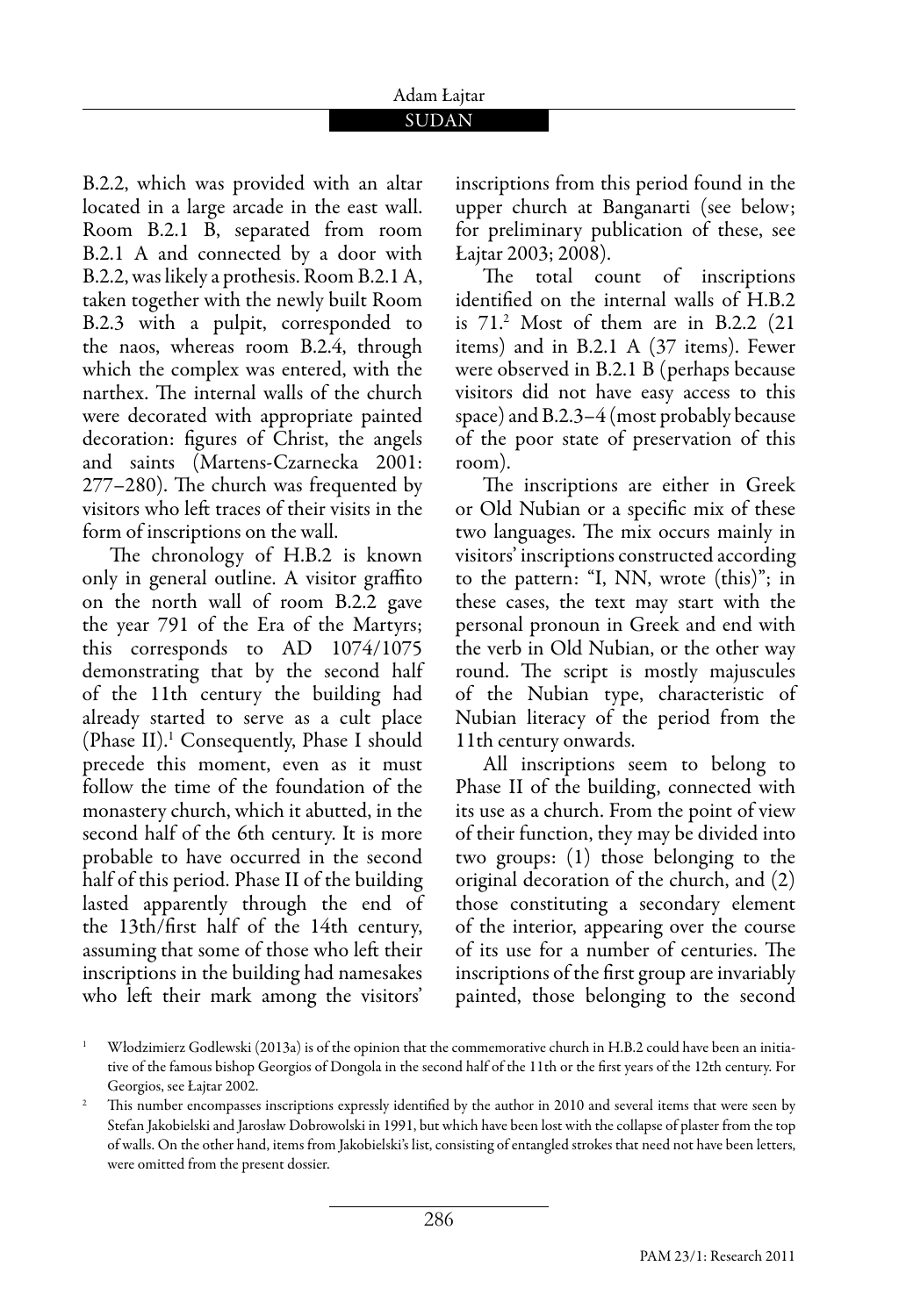B.2.2, which was provided with an altar located in a large arcade in the east wall. Room B.2.1 B, separated from room B.2.1 A and connected by a door with B.2.2, was likely a prothesis. Room B.2.1 A, taken together with the newly built Room B.2.3 with a pulpit, corresponded to the naos, whereas room B.2.4, through which the complex was entered, with the narthex. The internal walls of the church were decorated with appropriate painted decoration: figures of Christ, the angels and saints (Martens-Czarnecka 2001: 277–280). The church was frequented by visitors who left traces of their visits in the form of inscriptions on the wall.

The chronology of H.B.2 is known only in general outline. A visitor graffito on the north wall of room B.2.2 gave the year 791 of the Era of the Martyrs; this corresponds to AD 1074/1075 demonstrating that by the second half of the 11th century the building had already started to serve as a cult place (Phase II).[1] Consequently, Phase I should precede this moment, even as it must follow the time of the foundation of the monastery church, which it abutted, in the second half of the 6th century. It is more probable to have occurred in the second half of this period. Phase II of the building lasted apparently through the end of the 13th/first half of the 14th century, assuming that some of those who left their inscriptions in the building had namesakes who left their mark among the visitors' inscriptions from this period found in the upper church at Banganarti (see below; for preliminary publication of these, see Łajtar 2003; 2008).

The total count of inscriptions identified on the internal walls of H.B.2 is 71.[2] Most of them are in B.2.2 (21 items) and in B.2.1 A (37 items). Fewer were observed in B.2.1 B (perhaps because visitors did not have easy access to this space) and B.2.3–4 (most probably because of the poor state of preservation of this room).

The inscriptions are either in Greek or Old Nubian or a specific mix of these two languages. The mix occurs mainly in visitors' inscriptions constructed according to the pattern: "I, NN, wrote (this)"; in these cases, the text may start with the personal pronoun in Greek and end with the verb in Old Nubian, or the other way round. The script is mostly majuscules of the Nubian type, characteristic of Nubian literacy of the period from the 11th century onwards.

All inscriptions seem to belong to Phase II of the building, connected with its use as a church. From the point of view of their function, they may be divided into two groups: (1) those belonging to the original decoration of the church, and (2) those constituting a secondary element of the interior, appearing over the course of its use for a number of centuries. The inscriptions of the first group are invariably painted, those belonging to the second

[1] Włodzimierz Godlewski (2013a) is of the opinion that the commemorative church in H.B.2 could have been an initiative of the famous bishop Georgios of Dongola in the second half of the 11th or the first years of the 12th century. For Georgios, see Łajtar 2002.

[2] This number encompasses inscriptions expressly identified by the author in 2010 and several items that were seen by Stefan Jakobielski and Jarosław Dobrowolski in 1991, but which have been lost with the collapse of plaster from the top of walls. On the other hand, items from Jakobielski's list, consisting of entangled strokes that need not have been letters, were omitted from the present dossier.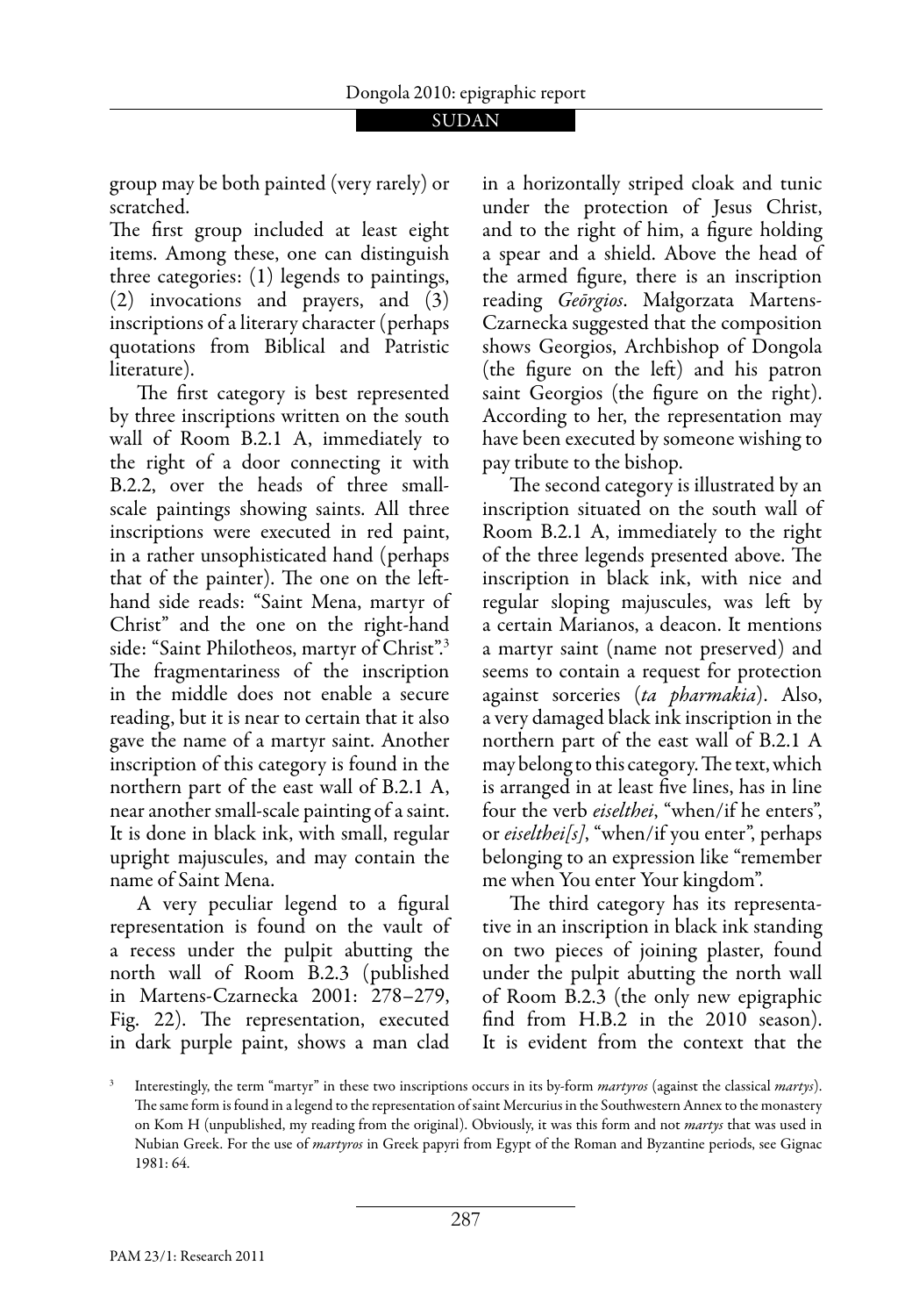group may be both painted (very rarely) or scratched.

The first group included at least eight items. Among these, one can distinguish three categories: (1) legends to paintings, (2) invocations and prayers, and (3) inscriptions of a literary character (perhaps quotations from Biblical and Patristic literature).

The first category is best represented by three inscriptions written on the south wall of Room B.2.1 A, immediately to the right of a door connecting it with B.2.2, over the heads of three small-scale paintings showing saints. All three inscriptions were executed in red paint, in a rather unsophisticated hand (perhaps that of the painter). The one on the left-hand side reads: "Saint Mena, martyr of Christ" and the one on the right-hand side: "Saint Philotheos, martyr of Christ".[3] The fragmentariness of the inscription in the middle does not enable a secure reading, but it is near to certain that it also gave the name of a martyr saint. Another inscription of this category is found in the northern part of the east wall of B.2.1 A, near another small-scale painting of a saint. It is done in black ink, with small, regular upright majuscules, and may contain the name of Saint Mena.

A very peculiar legend to a figural representation is found on the vault of a recess under the pulpit abutting the north wall of Room B.2.3 (published in Martens-Czarnecka 2001: 278–279, Fig. 22). The representation, executed in dark purple paint, shows a man clad in a horizontally striped cloak and tunic under the protection of Jesus Christ, and to the right of him, a figure holding a spear and a shield. Above the head of the armed figure, there is an inscription reading *Geōrgios*. Małgorzata Martens-Czarnecka suggested that the composition shows Georgios, Archbishop of Dongola (the figure on the left) and his patron saint Georgios (the figure on the right). According to her, the representation may have been executed by someone wishing to pay tribute to the bishop.

The second category is illustrated by an inscription situated on the south wall of Room B.2.1 A, immediately to the right of the three legends presented above. The inscription in black ink, with nice and regular sloping majuscules, was left by a certain Marianos, a deacon. It mentions a martyr saint (name not preserved) and seems to contain a request for protection against sorceries (*ta pharmakia*). Also, a very damaged black ink inscription in the northern part of the east wall of B.2.1 A may belong to this category. The text, which is arranged in at least five lines, has in line four the verb *eiselthei*, "when/if he enters", or *eiselthei[s]*, "when/if you enter", perhaps belonging to an expression like "remember me when You enter Your kingdom".

The third category has its representative in an inscription in black ink standing on two pieces of joining plaster, found under the pulpit abutting the north wall of Room B.2.3 (the only new epigraphic find from H.B.2 in the 2010 season). It is evident from the context that the

[3] Interestingly, the term "martyr" in these two inscriptions occurs in its by-form *martyros* (against the classical *martys*). The same form is found in a legend to the representation of saint Mercurius in the Southwestern Annex to the monastery on Kom H (unpublished, my reading from the original). Obviously, it was this form and not *martys* that was used in Nubian Greek. For the use of *martyros* in Greek papyri from Egypt of the Roman and Byzantine periods, see Gignac 1981: 64.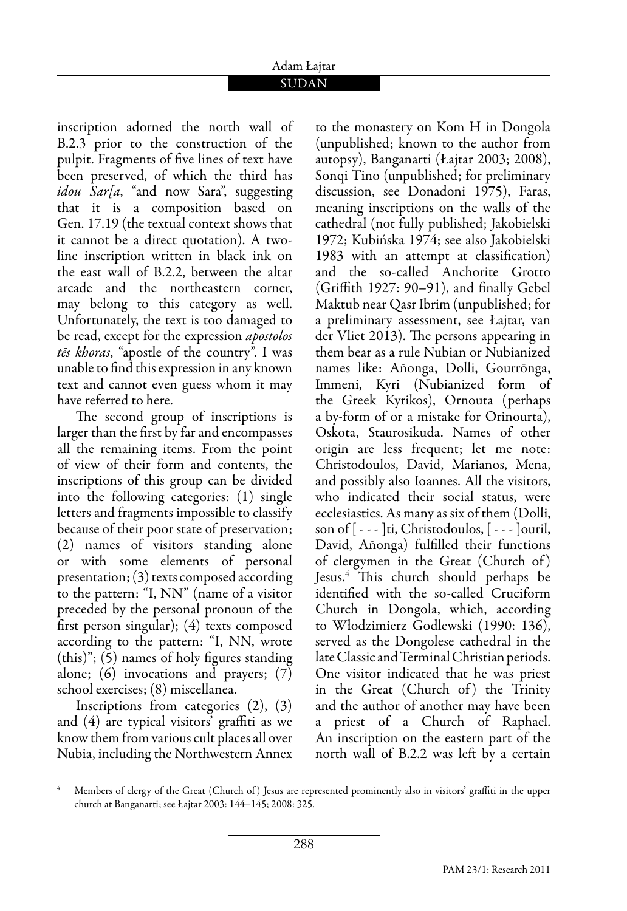inscription adorned the north wall of B.2.3 prior to the construction of the pulpit. Fragments of five lines of text have been preserved, of which the third has *idou Sar[a*, "and now Sara", suggesting that it is a composition based on Gen. 17.19 (the textual context shows that it cannot be a direct quotation). A two-line inscription written in black ink on the east wall of B.2.2, between the altar arcade and the northeastern corner, may belong to this category as well. Unfortunately, the text is too damaged to be read, except for the expression *apostolos tēs khoras*, "apostle of the country". I was unable to find this expression in any known text and cannot even guess whom it may have referred to here.

The second group of inscriptions is larger than the first by far and encompasses all the remaining items. From the point of view of their form and contents, the inscriptions of this group can be divided into the following categories: (1) single letters and fragments impossible to classify because of their poor state of preservation; (2) names of visitors standing alone or with some elements of personal presentation; (3) texts composed according to the pattern: "I, NN" (name of a visitor preceded by the personal pronoun of the first person singular); (4) texts composed according to the pattern: "I, NN, wrote (this)"; (5) names of holy figures standing alone; (6) invocations and prayers; (7) school exercises; (8) miscellanea.

Inscriptions from categories (2), (3) and (4) are typical visitors' graffiti as we know them from various cult places all over Nubia, including the Northwestern Annex to the monastery on Kom H in Dongola (unpublished; known to the author from autopsy), Banganarti (Łajtar 2003; 2008), Sonqi Tino (unpublished; for preliminary discussion, see Donadoni 1975), Faras, meaning inscriptions on the walls of the cathedral (not fully published; Jakobielski 1972; Kubińska 1974; see also Jakobielski 1983 with an attempt at classification) and the so-called Anchorite Grotto (Griffith 1927: 90–91), and finally Gebel Maktub near Qasr Ibrim (unpublished; for a preliminary assessment, see Łajtar, van der Vliet 2013). The persons appearing in them bear as a rule Nubian or Nubianized names like: Añonga, Dolli, Gourrōnga, Immeni, Kyri (Nubianized form of the Greek Kyrikos), Ornouta (perhaps a by-form of or a mistake for Orinourta), Oskota, Staurosikuda. Names of other origin are less frequent; let me note: Christodoulos, David, Marianos, Mena, and possibly also Ioannes. All the visitors, who indicated their social status, were ecclesiastics. As many as six of them (Dolli, son of [ - - - ]ti, Christodoulos, [ - - - ]ouril, David, Añonga) fulfilled their functions of clergymen in the Great (Church of) Jesus.[4] This church should perhaps be identified with the so-called Cruciform Church in Dongola, which, according to Włodzimierz Godlewski (1990: 136), served as the Dongolese cathedral in the late Classic and Terminal Christian periods. One visitor indicated that he was priest in the Great (Church of) the Trinity and the author of another may have been a priest of a Church of Raphael. An inscription on the eastern part of the north wall of B.2.2 was left by a certain

[4] Members of clergy of the Great (Church of) Jesus are represented prominently also in visitors' graffiti in the upper church at Banganarti; see Łajtar 2003: 144–145; 2008: 325.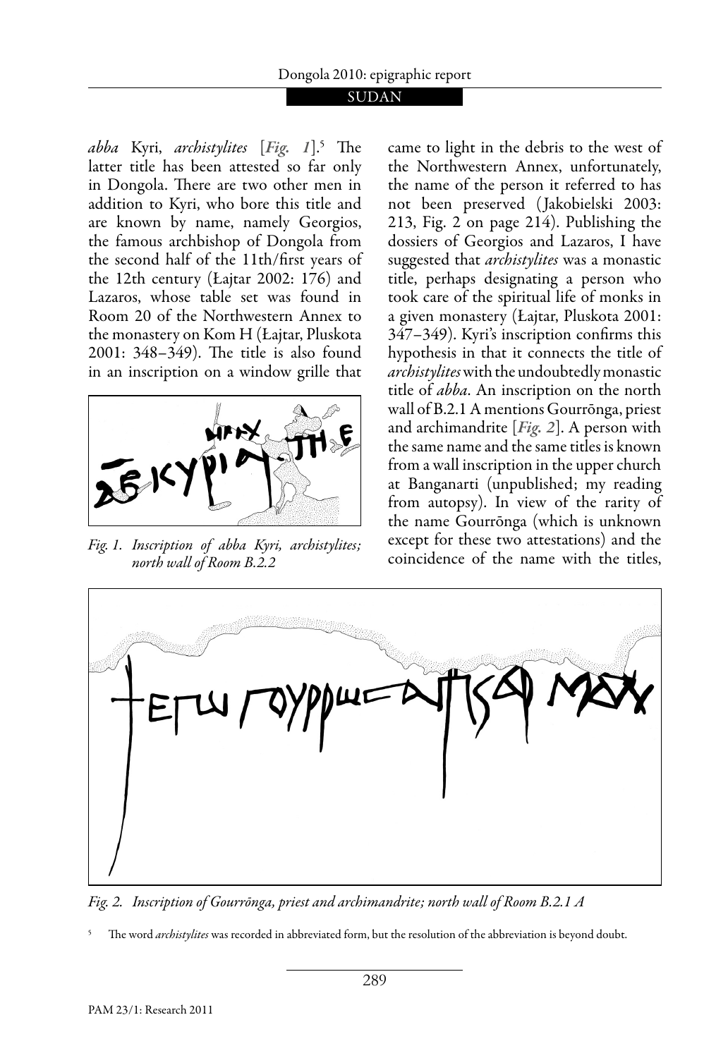*abba* Kyri, *archistylites* [*Fig. 1*].[5] The latter title has been attested so far only in Dongola. There are two other men in addition to Kyri, who bore this title and are known by name, namely Georgios, the famous archbishop of Dongola from the second half of the 11th/first years of the 12th century (Łajtar 2002: 176) and Lazaros, whose table set was found in Room 20 of the Northwestern Annex to the monastery on Kom H (Łajtar, Pluskota 2001: 348–349). The title is also found in an inscription on a window grille that came to light in the debris to the west of the Northwestern Annex, unfortunately, the name of the person it referred to has not been preserved (Jakobielski 2003: 213, Fig. 2 on page 214). Publishing the dossiers of Georgios and Lazaros, I have suggested that *archistylites* was a monastic title, perhaps designating a person who took care of the spiritual life of monks in a given monastery (Łajtar, Pluskota 2001: 347–349). Kyri's inscription confirms this hypothesis in that it connects the title of *archistylites* with the undoubtedly monastic title of *abba*. An inscription on the north wall of B.2.1 A mentions Gourrōnga, priest and archimandrite [*Fig. 2*]. A person with the same name and the same titles is known from a wall inscription in the upper church at Banganarti (unpublished; my reading from autopsy). In view of the rarity of the name Gourrōnga (which is unknown except for these two attestations) and the coincidence of the name with the titles,

*Fig. 1. Inscription of abba Kyri, archistylites; north wall of Room B.2.2*

*Fig. 2. Inscription of Gourrōnga, priest and archimandrite; north wall of Room B.2.1 A*

[5] The word *archistylites* was recorded in abbreviated form, but the resolution of the abbreviation is beyond doubt.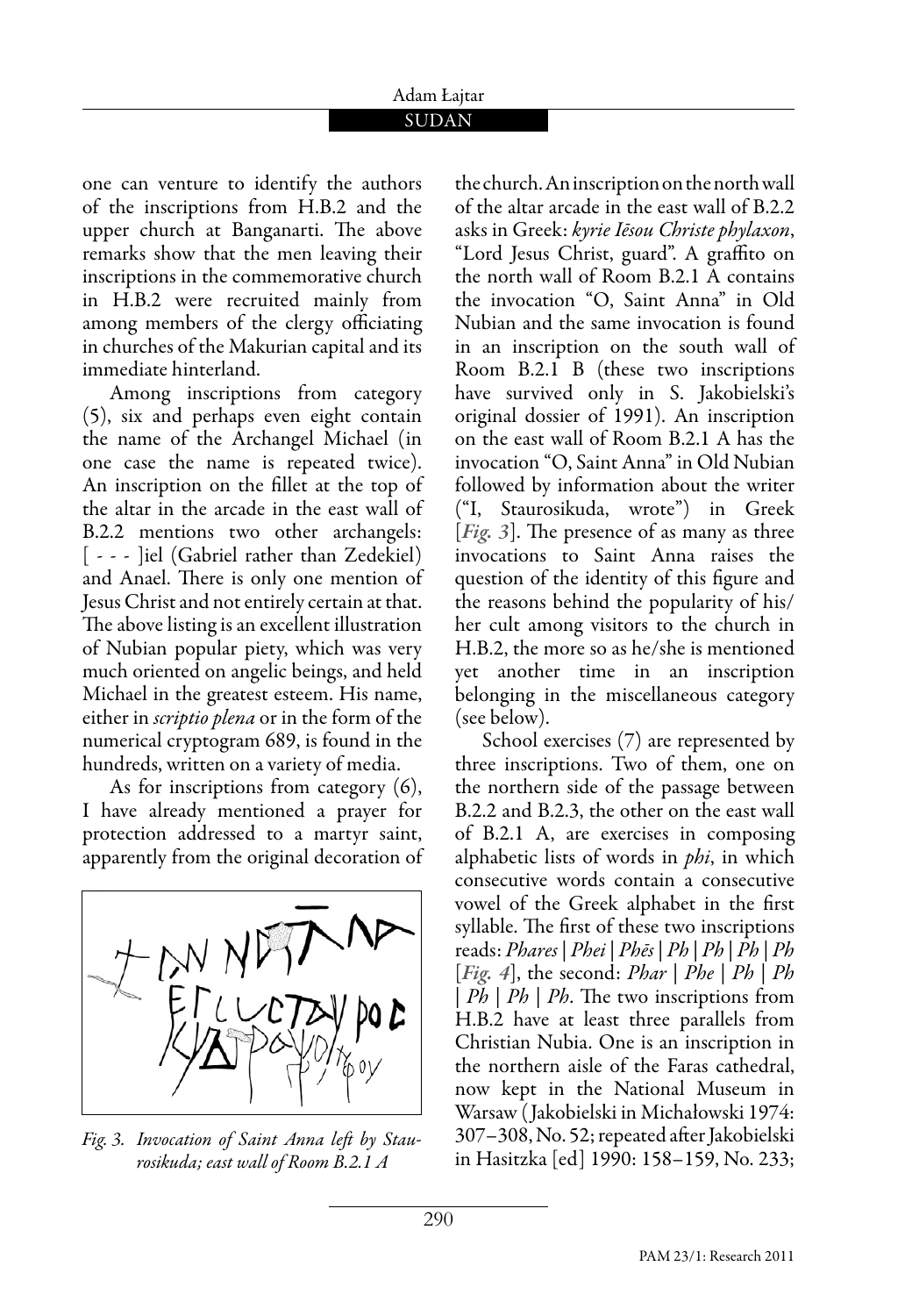one can venture to identify the authors of the inscriptions from H.B.2 and the upper church at Banganarti. The above remarks show that the men leaving their inscriptions in the commemorative church in H.B.2 were recruited mainly from among members of the clergy officiating in churches of the Makurian capital and its immediate hinterland.

Among inscriptions from category (5), six and perhaps even eight contain the name of the Archangel Michael (in one case the name is repeated twice). An inscription on the fillet at the top of the altar in the arcade in the east wall of B.2.2 mentions two other archangels: [ - - - ]iel (Gabriel rather than Zedekiel) and Anael. There is only one mention of Jesus Christ and not entirely certain at that. The above listing is an excellent illustration of Nubian popular piety, which was very much oriented on angelic beings, and held Michael in the greatest esteem. His name, either in *scriptio plena* or in the form of the numerical cryptogram 689, is found in the hundreds, written on a variety of media.

As for inscriptions from category (6), I have already mentioned a prayer for protection addressed to a martyr saint, apparently from the original decoration of the church. An inscription on the north wall of the altar arcade in the east wall of B.2.2 asks in Greek: *kyrie Iēsou Christe phylaxon*, "Lord Jesus Christ, guard". A graffito on the north wall of Room B.2.1 A contains the invocation "O, Saint Anna" in Old Nubian and the same invocation is found in an inscription on the south wall of Room B.2.1 B (these two inscriptions have survived only in S. Jakobielski's original dossier of 1991). An inscription on the east wall of Room B.2.1 A has the invocation "O, Saint Anna" in Old Nubian followed by information about the writer ("I, Staurosikuda, wrote") in Greek [*Fig. 3*]. The presence of as many as three invocations to Saint Anna raises the question of the identity of this figure and the reasons behind the popularity of his/her cult among visitors to the church in H.B.2, the more so as he/she is mentioned yet another time in an inscription belonging in the miscellaneous category (see below).

*Fig. 3. Invocation of Saint Anna left by Staurosikuda; east wall of Room B.2.1 A*

School exercises (7) are represented by three inscriptions. Two of them, one on the northern side of the passage between B.2.2 and B.2.3, the other on the east wall of B.2.1 A, are exercises in composing alphabetic lists of words in *phi*, in which consecutive words contain a consecutive vowel of the Greek alphabet in the first syllable. The first of these two inscriptions reads: *Phares | Phei | Phēs | Ph | Ph | Ph | Ph* [*Fig. 4*], the second: *Phar | Phe | Ph | Ph | Ph | Ph | Ph*. The two inscriptions from H.B.2 have at least three parallels from Christian Nubia. One is an inscription in the northern aisle of the Faras cathedral, now kept in the National Museum in Warsaw (Jakobielski in Michałowski 1974: 307–308, No. 52; repeated after Jakobielski in Hasitzka [ed] 1990: 158–159, No. 233;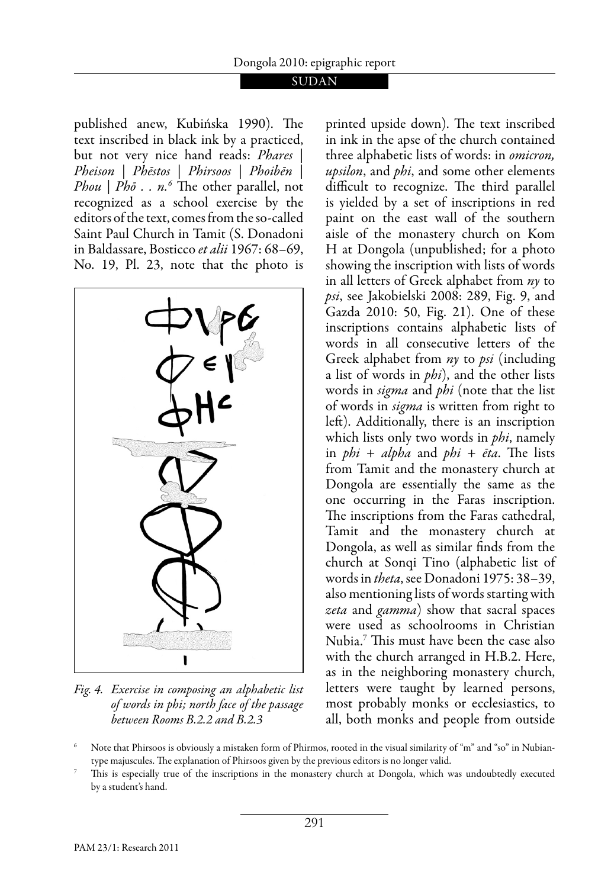published anew, Kubińska 1990). The text inscribed in black ink by a practiced, but not very nice hand reads: *Phares* | *Pheison* | *Phēstos* | *Phirsoos* | *Phoibēn* | *Phou* | *Phō . . n.*[6] The other parallel, not recognized as a school exercise by the editors of the text, comes from the so-called Saint Paul Church in Tamit (S. Donadoni in Baldassare, Bosticco *et alii* 1967: 68–69, No. 19, Pl. 23, note that the photo is printed upside down). The text inscribed in ink in the apse of the church contained three alphabetic lists of words: in *omicron, upsilon*, and *phi*, and some other elements difficult to recognize. The third parallel is yielded by a set of inscriptions in red paint on the east wall of the southern aisle of the monastery church on Kom H at Dongola (unpublished; for a photo showing the inscription with lists of words in all letters of Greek alphabet from *ny* to *psi*, see Jakobielski 2008: 289, Fig. 9, and Gazda 2010: 50, Fig. 21). One of these inscriptions contains alphabetic lists of words in all consecutive letters of the Greek alphabet from *ny* to *psi* (including a list of words in *phi*), and the other lists words in *sigma* and *phi* (note that the list of words in *sigma* is written from right to left). Additionally, there is an inscription which lists only two words in *phi*, namely in *phi + alpha* and *phi + ēta*. The lists from Tamit and the monastery church at Dongola are essentially the same as the one occurring in the Faras inscription. The inscriptions from the Faras cathedral, Tamit and the monastery church at Dongola, as well as similar finds from the church at Sonqi Tino (alphabetic list of words in *theta*, see Donadoni 1975: 38–39, also mentioning lists of words starting with *zeta* and *gamma*) show that sacral spaces were used as schoolrooms in Christian Nubia.[7] This must have been the case also with the church arranged in H.B.2. Here, as in the neighboring monastery church, letters were taught by learned persons, most probably monks or ecclesiastics, to all, both monks and people from outside

*Fig. 4. Exercise in composing an alphabetic list of words in phi; north face of the passage between Rooms B.2.2 and B.2.3*

[6] Note that Phirsoos is obviously a mistaken form of Phirmos, rooted in the visual similarity of "m" and "so" in Nubian-type majuscules. The explanation of Phirsoos given by the previous editors is no longer valid.

[7] This is especially true of the inscriptions in the monastery church at Dongola, which was undoubtedly executed by a student's hand.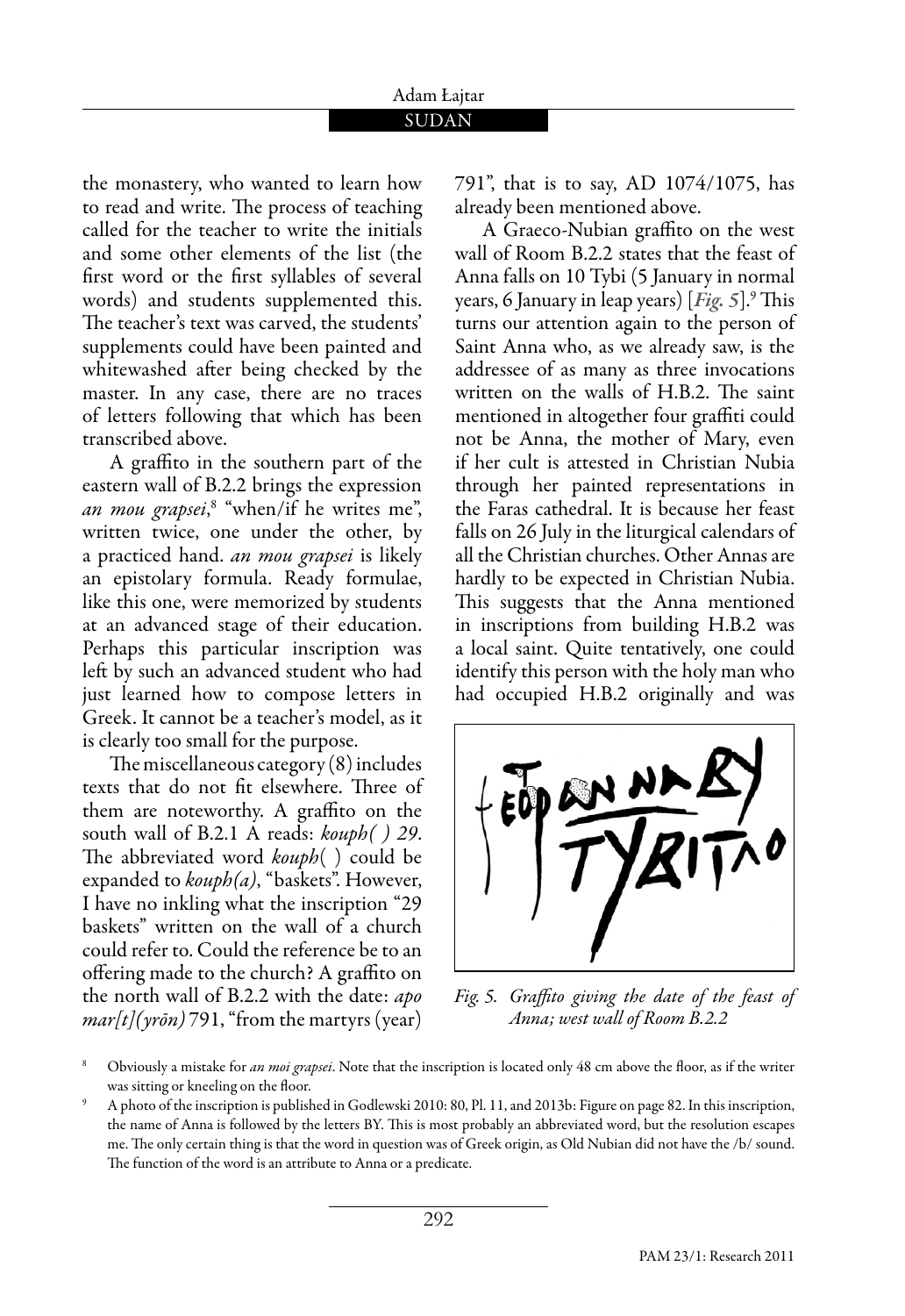the monastery, who wanted to learn how to read and write. The process of teaching called for the teacher to write the initials and some other elements of the list (the first word or the first syllables of several words) and students supplemented this. The teacher's text was carved, the students' supplements could have been painted and whitewashed after being checked by the master. In any case, there are no traces of letters following that which has been transcribed above.

A graffito in the southern part of the eastern wall of B.2.2 brings the expression *an mou grapsei*,[8] "when/if he writes me", written twice, one under the other, by a practiced hand. *an mou grapsei* is likely an epistolary formula. Ready formulae, like this one, were memorized by students at an advanced stage of their education. Perhaps this particular inscription was left by such an advanced student who had just learned how to compose letters in Greek. It cannot be a teacher's model, as it is clearly too small for the purpose.

The miscellaneous category (8) includes texts that do not fit elsewhere. Three of them are noteworthy. A graffito on the south wall of B.2.1 A reads: *kouph( ) 29*. The abbreviated word *kouph*( ) could be expanded to *kouph(a)*, "baskets". However, I have no inkling what the inscription "29 baskets" written on the wall of a church could refer to. Could the reference be to an offering made to the church? A graffito on the north wall of B.2.2 with the date: *apo mar[t](yrōn)* 791, "from the martyrs (year) 791", that is to say, AD 1074/1075, has already been mentioned above.

A Graeco-Nubian graffito on the west wall of Room B.2.2 states that the feast of Anna falls on 10 Tybi (5 January in normal years, 6 January in leap years) [***Fig. 5***].[9] This turns our attention again to the person of Saint Anna who, as we already saw, is the addressee of as many as three invocations written on the walls of H.B.2. The saint mentioned in altogether four graffiti could not be Anna, the mother of Mary, even if her cult is attested in Christian Nubia through her painted representations in the Faras cathedral. It is because her feast falls on 26 July in the liturgical calendars of all the Christian churches. Other Annas are hardly to be expected in Christian Nubia. This suggests that the Anna mentioned in inscriptions from building H.B.2 was a local saint. Quite tentatively, one could identify this person with the holy man who had occupied H.B.2 originally and was

*Fig. 5. Graffito giving the date of the feast of Anna; west wall of Room B.2.2*

[8] Obviously a mistake for *an moi grapsei*. Note that the inscription is located only 48 cm above the floor, as if the writer was sitting or kneeling on the floor.

[9] A photo of the inscription is published in Godlewski 2010: 80, Pl. 11, and 2013b: Figure on page 82. In this inscription, the name of Anna is followed by the letters BY. This is most probably an abbreviated word, but the resolution escapes me. The only certain thing is that the word in question was of Greek origin, as Old Nubian did not have the /b/ sound. The function of the word is an attribute to Anna or a predicate.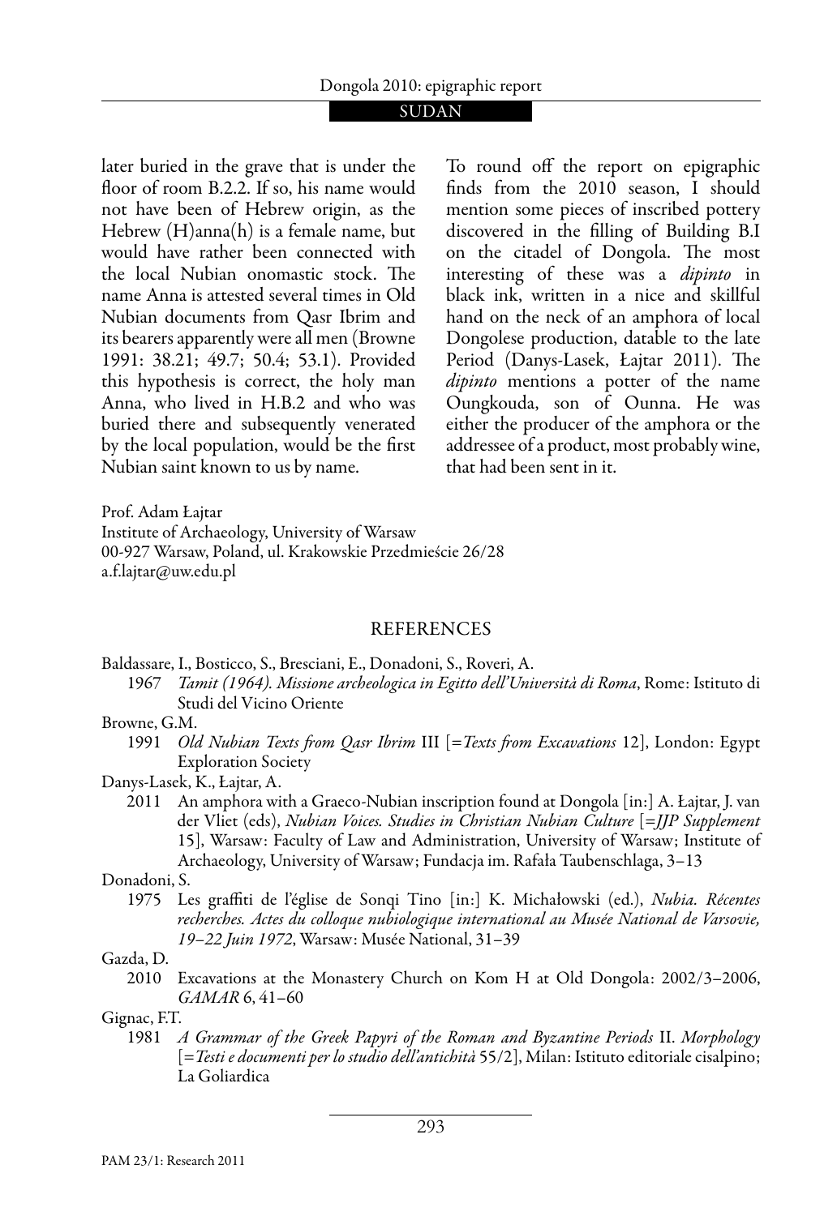later buried in the grave that is under the floor of room B.2.2. If so, his name would not have been of Hebrew origin, as the Hebrew (H)anna(h) is a female name, but would have rather been connected with the local Nubian onomastic stock. The name Anna is attested several times in Old Nubian documents from Qasr Ibrim and its bearers apparently were all men (Browne 1991: 38.21; 49.7; 50.4; 53.1). Provided this hypothesis is correct, the holy man Anna, who lived in H.B.2 and who was buried there and subsequently venerated by the local population, would be the first Nubian saint known to us by name.

To round off the report on epigraphic finds from the 2010 season, I should mention some pieces of inscribed pottery discovered in the filling of Building B.I on the citadel of Dongola. The most interesting of these was a *dipinto* in black ink, written in a nice and skillful hand on the neck of an amphora of local Dongolese production, datable to the late Period (Danys-Lasek, Łajtar 2011). The *dipinto* mentions a potter of the name Oungkouda, son of Ounna. He was either the producer of the amphora or the addressee of a product, most probably wine, that had been sent in it.

Prof. Adam Łajtar
Institute of Archaeology, University of Warsaw
00-927 Warsaw, Poland, ul. Krakowskie Przedmieście 26/28
a.f.lajtar@uw.edu.pl

## REFERENCES

Baldassare, I., Bosticco, S., Bresciani, E., Donadoni, S., Roveri, A.
1967 *Tamit (1964). Missione archeologica in Egitto dell'Università di Roma*, Rome: Istituto di Studi del Vicino Oriente

Browne, G.M.
1991 *Old Nubian Texts from Qasr Ibrim* III [=*Texts from Excavations* 12], London: Egypt Exploration Society

Danys-Lasek, K., Łajtar, A.
2011 An amphora with a Graeco-Nubian inscription found at Dongola [in:] A. Łajtar, J. van der Vliet (eds), *Nubian Voices. Studies in Christian Nubian Culture* [=*JJP Supplement* 15], Warsaw: Faculty of Law and Administration, University of Warsaw; Institute of Archaeology, University of Warsaw; Fundacja im. Rafała Taubenschlaga, 3–13

Donadoni, S.
1975 Les graffiti de l'église de Sonqi Tino [in:] K. Michałowski (ed.), *Nubia. Récentes recherches. Actes du colloque nubiologique international au Musée National de Varsovie, 19–22 Juin 1972*, Warsaw: Musée National, 31–39

Gazda, D.
2010 Excavations at the Monastery Church on Kom H at Old Dongola: 2002/3–2006, *GAMAR* 6, 41–60

Gignac, F.T.
1981 *A Grammar of the Greek Papyri of the Roman and Byzantine Periods* II. *Morphology* [=*Testi e documenti per lo studio dell'antichità* 55/2], Milan: Istituto editoriale cisalpino; La Goliardica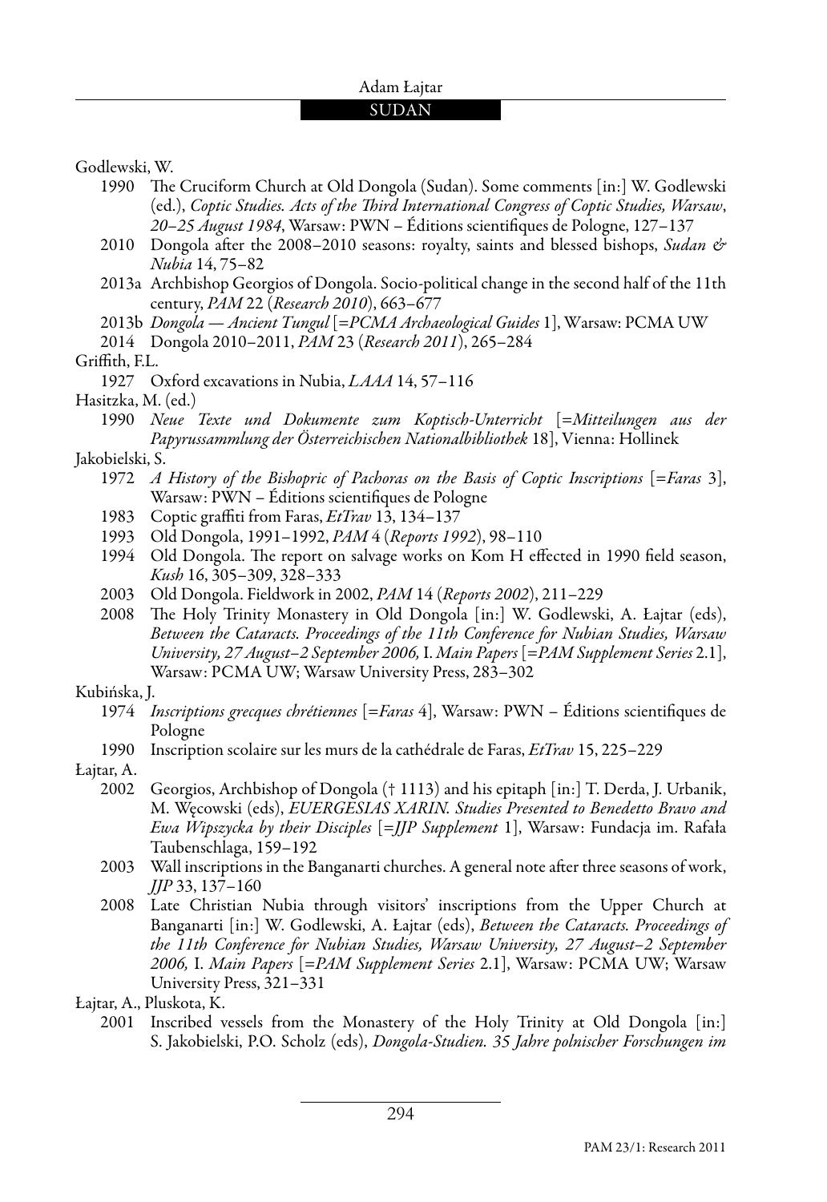Godlewski, W.

1990 The Cruciform Church at Old Dongola (Sudan). Some comments [in:] W. Godlewski (ed.), *Coptic Studies. Acts of the Third International Congress of Coptic Studies, Warsaw, 20–25 August 1984*, Warsaw: PWN – Éditions scientifiques de Pologne, 127–137

2010 Dongola after the 2008–2010 seasons: royalty, saints and blessed bishops, *Sudan & Nubia* 14, 75–82

2013a Archbishop Georgios of Dongola. Socio-political change in the second half of the 11th century, *PAM* 22 (*Research 2010*), 663–677

2013b *Dongola — Ancient Tungul* [=*PCMA Archaeological Guides* 1], Warsaw: PCMA UW

2014 Dongola 2010–2011, *PAM* 23 (*Research 2011*), 265–284

Griffith, F.L.

1927 Oxford excavations in Nubia, *LAAA* 14, 57–116

Hasitzka, M. (ed.)

1990 *Neue Texte und Dokumente zum Koptisch-Unterricht* [=*Mitteilungen aus der Papyrussammlung der Österreichischen Nationalbibliothek* 18], Vienna: Hollinek

Jakobielski, S.

1972 *A History of the Bishopric of Pachoras on the Basis of Coptic Inscriptions* [=*Faras* 3], Warsaw: PWN – Éditions scientifiques de Pologne

1983 Coptic graffiti from Faras, *EtTrav* 13, 134–137

1993 Old Dongola, 1991–1992, *PAM* 4 (*Reports 1992*), 98–110

1994 Old Dongola. The report on salvage works on Kom H effected in 1990 field season, *Kush* 16, 305–309, 328–333

2003 Old Dongola. Fieldwork in 2002, *PAM* 14 (*Reports 2002*), 211–229

2008 The Holy Trinity Monastery in Old Dongola [in:] W. Godlewski, A. Łajtar (eds), *Between the Cataracts. Proceedings of the 11th Conference for Nubian Studies, Warsaw University, 27 August–2 September 2006,* I. *Main Papers* [=*PAM Supplement Series* 2.1], Warsaw: PCMA UW; Warsaw University Press, 283–302

Kubińska, J.

1974 *Inscriptions grecques chrétiennes* [=*Faras* 4], Warsaw: PWN – Éditions scientifiques de Pologne

1990 Inscription scolaire sur les murs de la cathédrale de Faras, *EtTrav* 15, 225–229

Łajtar, A.

2002 Georgios, Archbishop of Dongola († 1113) and his epitaph [in:] T. Derda, J. Urbanik, M. Węcowski (eds), *EUERGESIAS XARIN. Studies Presented to Benedetto Bravo and Ewa Wipszycka by their Disciples* [=*JJP Supplement* 1], Warsaw: Fundacja im. Rafała Taubenschlaga, 159–192

2003 Wall inscriptions in the Banganarti churches. A general note after three seasons of work, *JJP* 33, 137–160

2008 Late Christian Nubia through visitors' inscriptions from the Upper Church at Banganarti [in:] W. Godlewski, A. Łajtar (eds), *Between the Cataracts. Proceedings of the 11th Conference for Nubian Studies, Warsaw University, 27 August–2 September 2006,* I. *Main Papers* [=*PAM Supplement Series* 2.1], Warsaw: PCMA UW; Warsaw University Press, 321–331

Łajtar, A., Pluskota, K.

2001 Inscribed vessels from the Monastery of the Holy Trinity at Old Dongola [in:] S. Jakobielski, P.O. Scholz (eds), *Dongola-Studien. 35 Jahre polnischer Forschungen im*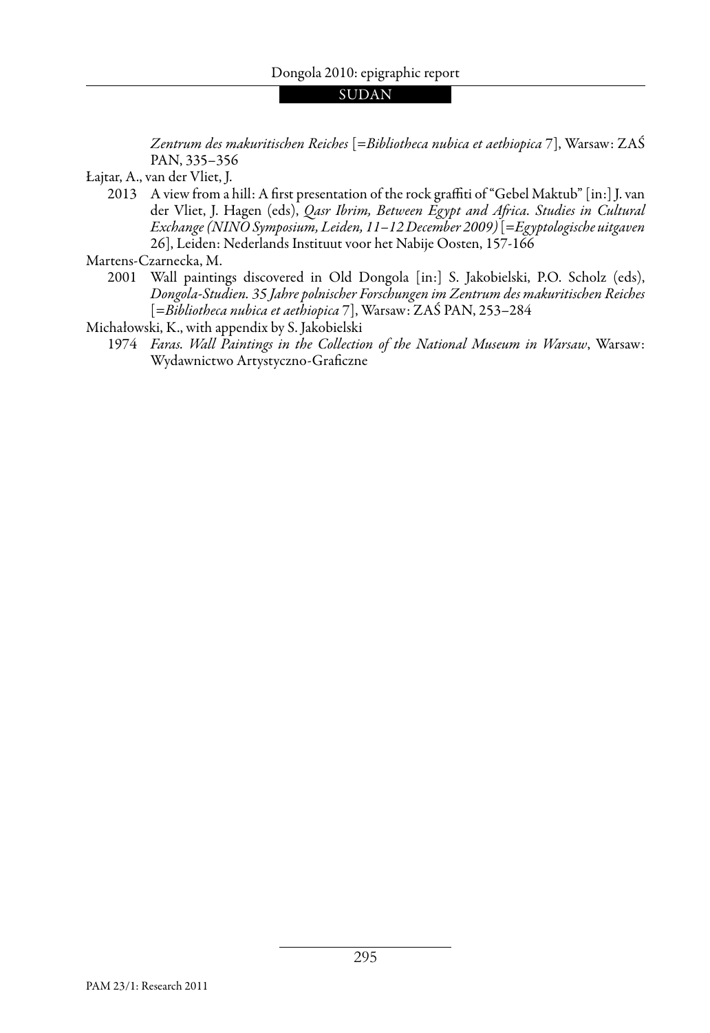*Zentrum des makuritischen Reiches* [=*Bibliotheca nubica et aethiopica* 7], Warsaw: ZAŚ PAN, 335–356

Łajtar, A., van der Vliet, J.

2013 A view from a hill: A first presentation of the rock graffiti of "Gebel Maktub" [in:] J. van der Vliet, J. Hagen (eds), *Qasr Ibrim, Between Egypt and Africa. Studies in Cultural Exchange (NINO Symposium, Leiden, 11–12 December 2009)* [=*Egyptologische uitgaven* 26], Leiden: Nederlands Instituut voor het Nabije Oosten, 157-166

Martens-Czarnecka, M.

2001 Wall paintings discovered in Old Dongola [in:] S. Jakobielski, P.O. Scholz (eds), *Dongola-Studien. 35 Jahre polnischer Forschungen im Zentrum des makuritischen Reiches* [=*Bibliotheca nubica et aethiopica* 7], Warsaw: ZAŚ PAN, 253–284

Michałowski, K., with appendix by S. Jakobielski

1974 *Faras. Wall Paintings in the Collection of the National Museum in Warsaw*, Warsaw: Wydawnictwo Artystyczno-Graficzne